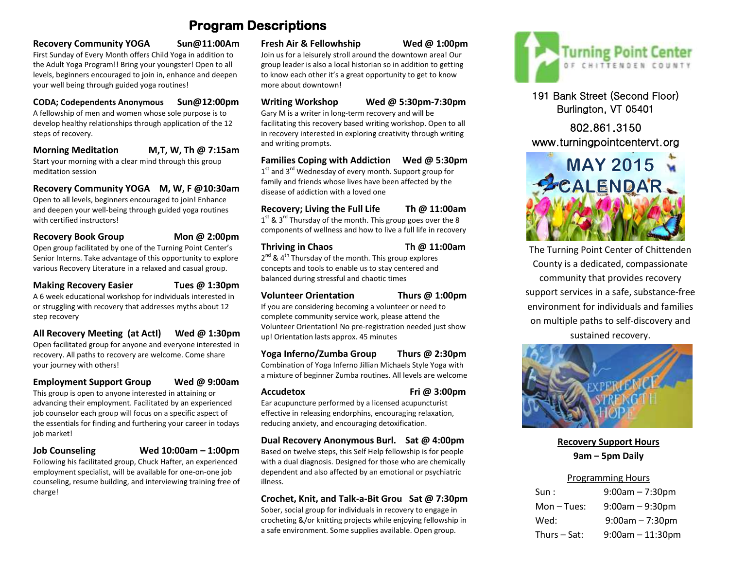# Program Descriptions

**Recovery Community YOGA — Sun@11:00Am**

First Sunday of Every Month offers Child Yoga in addition to the Adult Yoga Program!! Bring your youngster! Open to all levels, beginners encouraged to join in, enhance and deepen your well being through guided yoga routines!

**CODA; Codependents Anonymous — Sun@12:00pm**

A fellowship of men and women whose sole purpose is to develop healthy relationships through application of the 12 steps of recovery.

**Morning Meditation — M,T, W, Th @ 7:15am**

Start your morning with a clear mind through this group meditation session

**Recovery Community YOGA — M, W, F @10:30am**

Open to all levels, beginners encouraged to join! Enhance and deepen your well-being through guided yoga routines with certified instructors!

**Recovery Book Group — Mon @ 2:00pm**

Open group facilitated by one of the Turning Point Center's Senior Interns. Take advantage of this opportunity to explore various Recovery Literature in a relaxed and casual group.

**Making Recovery Easier — Tues @ 1:30pm**

A 6 week educational workshop for individuals interested in or struggling with recovery that addresses myths about 12 step recovery

**All Recovery Meeting (at ActI) — Wed @ 1:30pm**

Open facilitated group for anyone and everyone interested in recovery. All paths to recovery are welcome. Come share your journey with others!

**Employment Support Group — Wed @ 9:00am**

This group is open to anyone interested in attaining or advancing their employment. Facilitated by an experienced job counselor each group will focus on a specific aspect of the essentials for finding and furthering your career in todays job market!

**Job Counseling — Wed 10:00am – 1:00pm**

Following his facilitated group, Chuck Hafter, an experienced employment specialist, will be available for one-on-one job counseling, resume building, and interviewing training free of charge!

**Fresh Air & Fellowhship — Wed @ 1:00pm**

Join us for a leisurely stroll around the downtown area! Our group leader is also a local historian so in addition to getting to know each other it's a great opportunity to get to know more about downtown!

**Writing Workshop — Wed @ 5:30pm-7:30pm**

Gary M is a writer in long-term recovery and will be facilitating this recovery based writing workshop. Open to all in recovery interested in exploring creativity through writing and writing prompts.

**Families Coping with Addiction — Wed @ 5:30pm**

1st and 3rd Wednesday of every month. Support group for family and friends whose lives have been affected by the disease of addiction with a loved one

**Recovery; Living the Full Life — Th @ 11:00am**

1st & 3rd Thursday of the month. This group goes over the 8 components of wellness and how to live a full life in recovery

**Thriving in Chaos — Th @ 11:00am**

2nd & 4th Thursday of the month. This group explores concepts and tools to enable us to stay centered and balanced during stressful and chaotic times

**Volunteer Orientation — Thurs @ 1:00pm**

If you are considering becoming a volunteer or need to complete community service work, please attend the Volunteer Orientation! No pre-registration needed just show up! Orientation lasts approx. 45 minutes

**Yoga Inferno/Zumba Group — Thurs @ 2:30pm**

Combination of Yoga Inferno Jillian Michaels Style Yoga with a mixture of beginner Zumba routines. All levels are welcome

**Accudetox — Fri @ 3:00pm**

Ear acupuncture performed by a licensed acupuncturist effective in releasing endorphins, encouraging relaxation, reducing anxiety, and encouraging detoxification.

**Dual Recovery Anonymous Burl. — Sat @ 4:00pm**

Based on twelve steps, this Self Help fellowship is for people with a dual diagnosis. Designed for those who are chemically dependent and also affected by an emotional or psychiatric illness.

**Crochet, Knit, and Talk-a-Bit Grou — Sat @ 7:30pm**

Sober, social group for individuals in recovery to engage in crocheting &/or knitting projects while enjoying fellowship in a safe environment. Some supplies available. Open group.

## Turning Point Center of Chittenden County

191 Bank Street (Second Floor)
Burlington, VT 05401

802.861.3150
www.turningpointcentervt.org

## MAY 2015 CALENDAR

The Turning Point Center of Chittenden County is a dedicated, compassionate community that provides recovery support services in a safe, substance-free environment for individuals and families on multiple paths to self-discovery and sustained recovery.

**Recovery Support Hours**

**9am – 5pm Daily**

Programming Hours

| | |
|---|---|
| Sun : | 9:00am – 7:30pm |
| Mon – Tues: | 9:00am – 9:30pm |
| Wed: | 9:00am – 7:30pm |
| Thurs – Sat: | 9:00am – 11:30pm |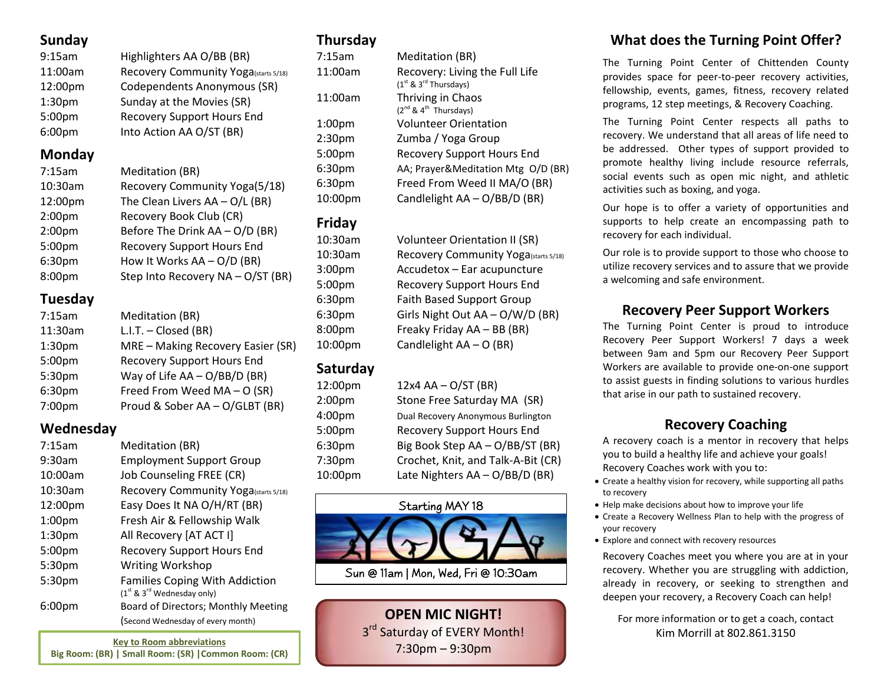## Sunday

| | |
|---|---|
| 9:15am | Highlighters AA O/BB (BR) |
| 11:00am | Recovery Community Yoga (starts 5/18) |
| 12:00pm | Codependents Anonymous (SR) |
| 1:30pm | Sunday at the Movies (SR) |
| 5:00pm | Recovery Support Hours End |
| 6:00pm | Into Action AA O/ST (BR) |

## Monday

| | |
|---|---|
| 7:15am | Meditation (BR) |
| 10:30am | Recovery Community Yoga(5/18) |
| 12:00pm | The Clean Livers AA – O/L (BR) |
| 2:00pm | Recovery Book Club (CR) |
| 2:00pm | Before The Drink AA – O/D (BR) |
| 5:00pm | Recovery Support Hours End |
| 6:30pm | How It Works AA – O/D (BR) |
| 8:00pm | Step Into Recovery NA – O/ST (BR) |

## Tuesday

| | |
|---|---|
| 7:15am | Meditation (BR) |
| 11:30am | L.I.T. – Closed (BR) |
| 1:30pm | MRE – Making Recovery Easier (SR) |
| 5:00pm | Recovery Support Hours End |
| 5:30pm | Way of Life AA – O/BB/D (BR) |
| 6:30pm | Freed From Weed MA – O (SR) |
| 7:00pm | Proud & Sober AA – O/GLBT (BR) |

## Wednesday

| | |
|---|---|
| 7:15am | Meditation (BR) |
| 9:30am | Employment Support Group |
| 10:00am | Job Counseling FREE (CR) |
| 10:30am | Recovery Community Yoga (starts 5/18) |
| 12:00pm | Easy Does It NA O/H/RT (BR) |
| 1:00pm | Fresh Air & Fellowship Walk |
| 1:30pm | All Recovery [AT ACT I] |
| 5:00pm | Recovery Support Hours End |
| 5:30pm | Writing Workshop |
| 5:30pm | Families Coping With Addiction (1st & 3rd Wednesday only) |
| 6:00pm | Board of Directors; Monthly Meeting (Second Wednesday of every month) |

**Key to Room abbreviations**
**Big Room: (BR) | Small Room: (SR) | Common Room: (CR)**

## Thursday

| | |
|---|---|
| 7:15am | Meditation (BR) |
| 11:00am | Recovery: Living the Full Life (1st & 3rd Thursdays) |
| 11:00am | Thriving in Chaos (2nd & 4th Thursdays) |
| 1:00pm | Volunteer Orientation |
| 2:30pm | Zumba / Yoga Group |
| 5:00pm | Recovery Support Hours End |
| 6:30pm | AA; Prayer&Meditation Mtg O/D (BR) |
| 6:30pm | Freed From Weed II MA/O (BR) |
| 10:00pm | Candlelight AA – O/BB/D (BR) |

## Friday

| | |
|---|---|
| 10:30am | Volunteer Orientation II (SR) |
| 10:30am | Recovery Community Yoga (starts 5/18) |
| 3:00pm | Accudetox – Ear acupuncture |
| 5:00pm | Recovery Support Hours End |
| 6:30pm | Faith Based Support Group |
| 6:30pm | Girls Night Out AA – O/W/D (BR) |
| 8:00pm | Freaky Friday AA – BB (BR) |
| 10:00pm | Candlelight AA – O (BR) |

## Saturday

| | |
|---|---|
| 12:00pm | 12x4 AA – O/ST (BR) |
| 2:00pm | Stone Free Saturday MA (SR) |
| 4:00pm | Dual Recovery Anonymous Burlington |
| 5:00pm | Recovery Support Hours End |
| 6:30pm | Big Book Step AA – O/BB/ST (BR) |
| 7:30pm | Crochet, Knit, and Talk-A-Bit (CR) |
| 10:00pm | Late Nighters AA – O/BB/D (BR) |

Starting MAY 18

YOGA

Sun @ 11am | Mon, Wed, Fri @ 10:30am

**OPEN MIC NIGHT!**
3rd Saturday of EVERY Month!
7:30pm – 9:30pm

## What does the Turning Point Offer?

The Turning Point Center of Chittenden County provides space for peer-to-peer recovery activities, fellowship, events, games, fitness, recovery related programs, 12 step meetings, & Recovery Coaching.

The Turning Point Center respects all paths to recovery. We understand that all areas of life need to be addressed. Other types of support provided to promote healthy living include resource referrals, social events such as open mic night, and athletic activities such as boxing, and yoga.

Our hope is to offer a variety of opportunities and supports to help create an encompassing path to recovery for each individual.

Our role is to provide support to those who choose to utilize recovery services and to assure that we provide a welcoming and safe environment.

## Recovery Peer Support Workers

The Turning Point Center is proud to introduce Recovery Peer Support Workers! 7 days a week between 9am and 5pm our Recovery Peer Support Workers are available to provide one-on-one support to assist guests in finding solutions to various hurdles that arise in our path to sustained recovery.

## Recovery Coaching

A recovery coach is a mentor in recovery that helps you to build a healthy life and achieve your goals! Recovery Coaches work with you to:

- Create a healthy vision for recovery, while supporting all paths to recovery
- Help make decisions about how to improve your life
- Create a Recovery Wellness Plan to help with the progress of your recovery
- Explore and connect with recovery resources

Recovery Coaches meet you where you are at in your recovery. Whether you are struggling with addiction, already in recovery, or seeking to strengthen and deepen your recovery, a Recovery Coach can help!

For more information or to get a coach, contact Kim Morrill at 802.861.3150